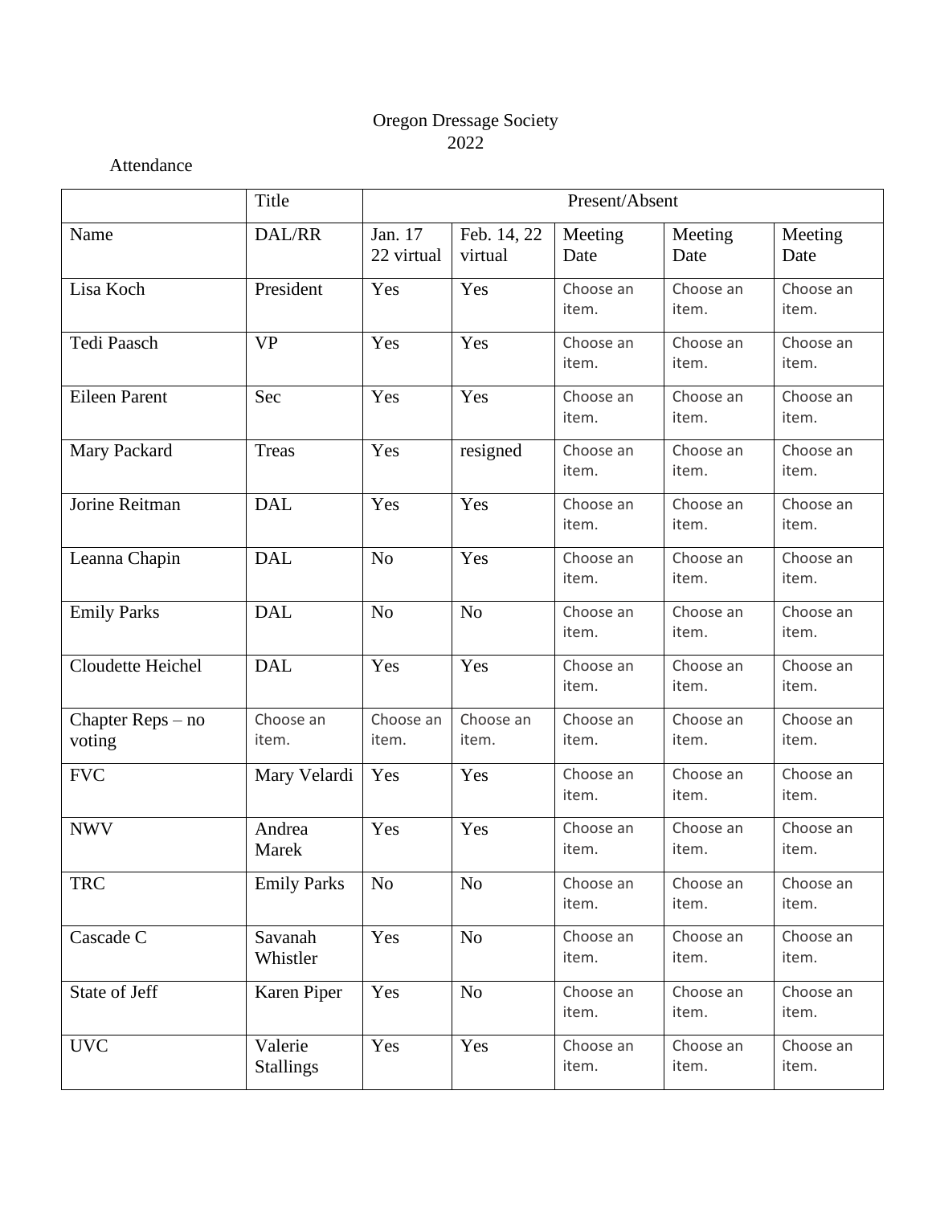Oregon Dressage Society
2022

Attendance

| | Title | Present/Absent | | | | |
|---|---|---|---|---|---|---|
| Name | DAL/RR | Jan. 17 22 virtual | Feb. 14, 22 virtual | Meeting Date | Meeting Date | Meeting Date |
| Lisa Koch | President | Yes | Yes | Choose an item. | Choose an item. | Choose an item. |
| Tedi Paasch | VP | Yes | Yes | Choose an item. | Choose an item. | Choose an item. |
| Eileen Parent | Sec | Yes | Yes | Choose an item. | Choose an item. | Choose an item. |
| Mary Packard | Treas | Yes | resigned | Choose an item. | Choose an item. | Choose an item. |
| Jorine Reitman | DAL | Yes | Yes | Choose an item. | Choose an item. | Choose an item. |
| Leanna Chapin | DAL | No | Yes | Choose an item. | Choose an item. | Choose an item. |
| Emily Parks | DAL | No | No | Choose an item. | Choose an item. | Choose an item. |
| Cloudette Heichel | DAL | Yes | Yes | Choose an item. | Choose an item. | Choose an item. |
| Chapter Reps – no voting | Choose an item. | Choose an item. | Choose an item. | Choose an item. | Choose an item. | Choose an item. |
| FVC | Mary Velardi | Yes | Yes | Choose an item. | Choose an item. | Choose an item. |
| NWV | Andrea Marek | Yes | Yes | Choose an item. | Choose an item. | Choose an item. |
| TRC | Emily Parks | No | No | Choose an item. | Choose an item. | Choose an item. |
| Cascade C | Savanah Whistler | Yes | No | Choose an item. | Choose an item. | Choose an item. |
| State of Jeff | Karen Piper | Yes | No | Choose an item. | Choose an item. | Choose an item. |
| UVC | Valerie Stallings | Yes | Yes | Choose an item. | Choose an item. | Choose an item. |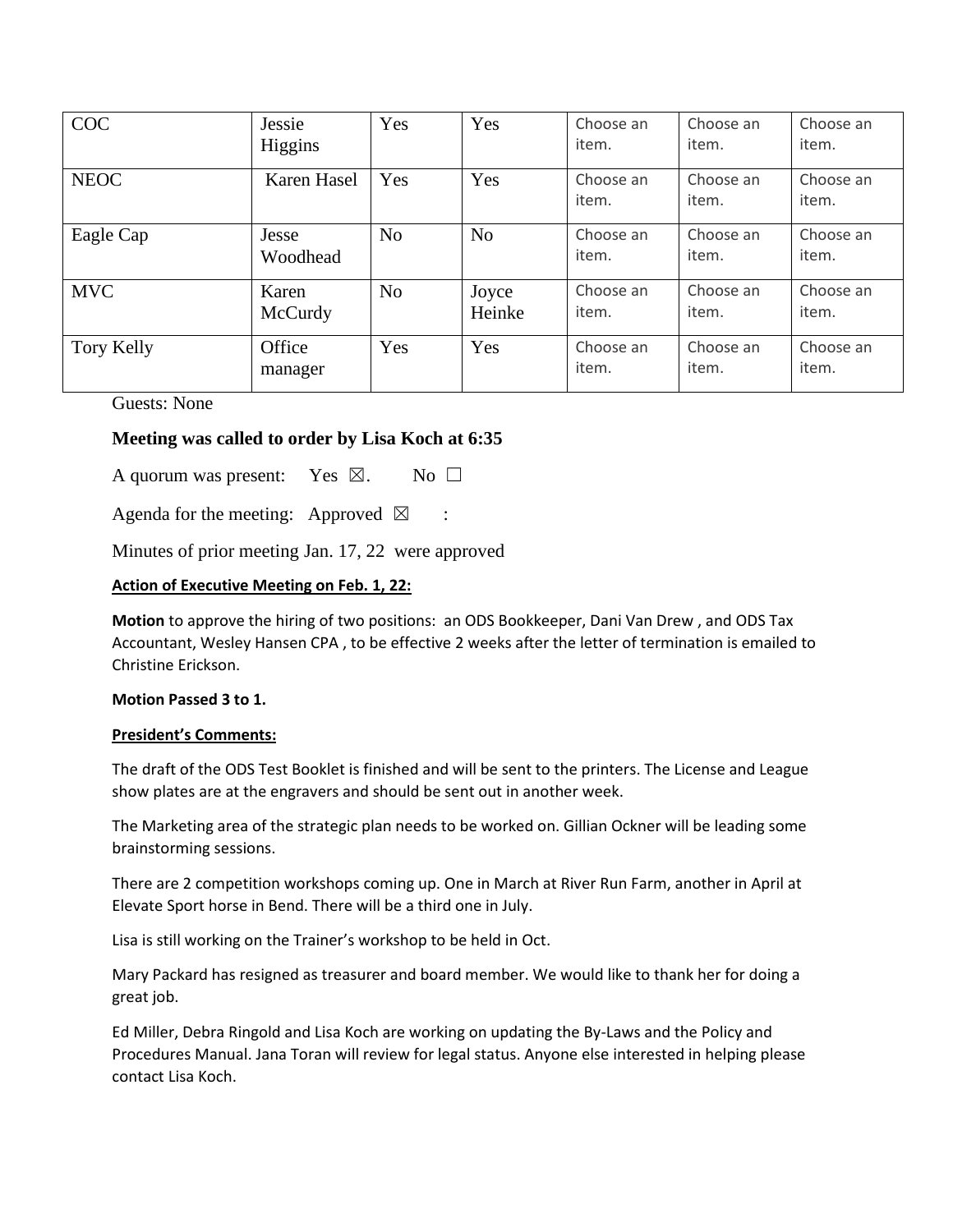| COC | Jessie Higgins | Yes | Yes | Choose an item. | Choose an item. | Choose an item. |
|---|---|---|---|---|---|---|
| NEOC | Karen Hasel | Yes | Yes | Choose an item. | Choose an item. | Choose an item. |
| Eagle Cap | Jesse Woodhead | No | No | Choose an item. | Choose an item. | Choose an item. |
| MVC | Karen McCurdy | No | Joyce Heinke | Choose an item. | Choose an item. | Choose an item. |
| Tory Kelly | Office manager | Yes | Yes | Choose an item. | Choose an item. | Choose an item. |

Guests: None

**Meeting was called to order by Lisa Koch at 6:35**

A quorum was present: Yes ☒. No ☐

Agenda for the meeting: Approved ☒ :

Minutes of prior meeting Jan. 17, 22 were approved

**Action of Executive Meeting on Feb. 1, 22:**

**Motion** to approve the hiring of two positions: an ODS Bookkeeper, Dani Van Drew , and ODS Tax Accountant, Wesley Hansen CPA , to be effective 2 weeks after the letter of termination is emailed to Christine Erickson.

**Motion Passed 3 to 1.**

**President's Comments:**

The draft of the ODS Test Booklet is finished and will be sent to the printers. The License and League show plates are at the engravers and should be sent out in another week.

The Marketing area of the strategic plan needs to be worked on. Gillian Ockner will be leading some brainstorming sessions.

There are 2 competition workshops coming up. One in March at River Run Farm, another in April at Elevate Sport horse in Bend. There will be a third one in July.

Lisa is still working on the Trainer's workshop to be held in Oct.

Mary Packard has resigned as treasurer and board member. We would like to thank her for doing a great job.

Ed Miller, Debra Ringold and Lisa Koch are working on updating the By-Laws and the Policy and Procedures Manual. Jana Toran will review for legal status. Anyone else interested in helping please contact Lisa Koch.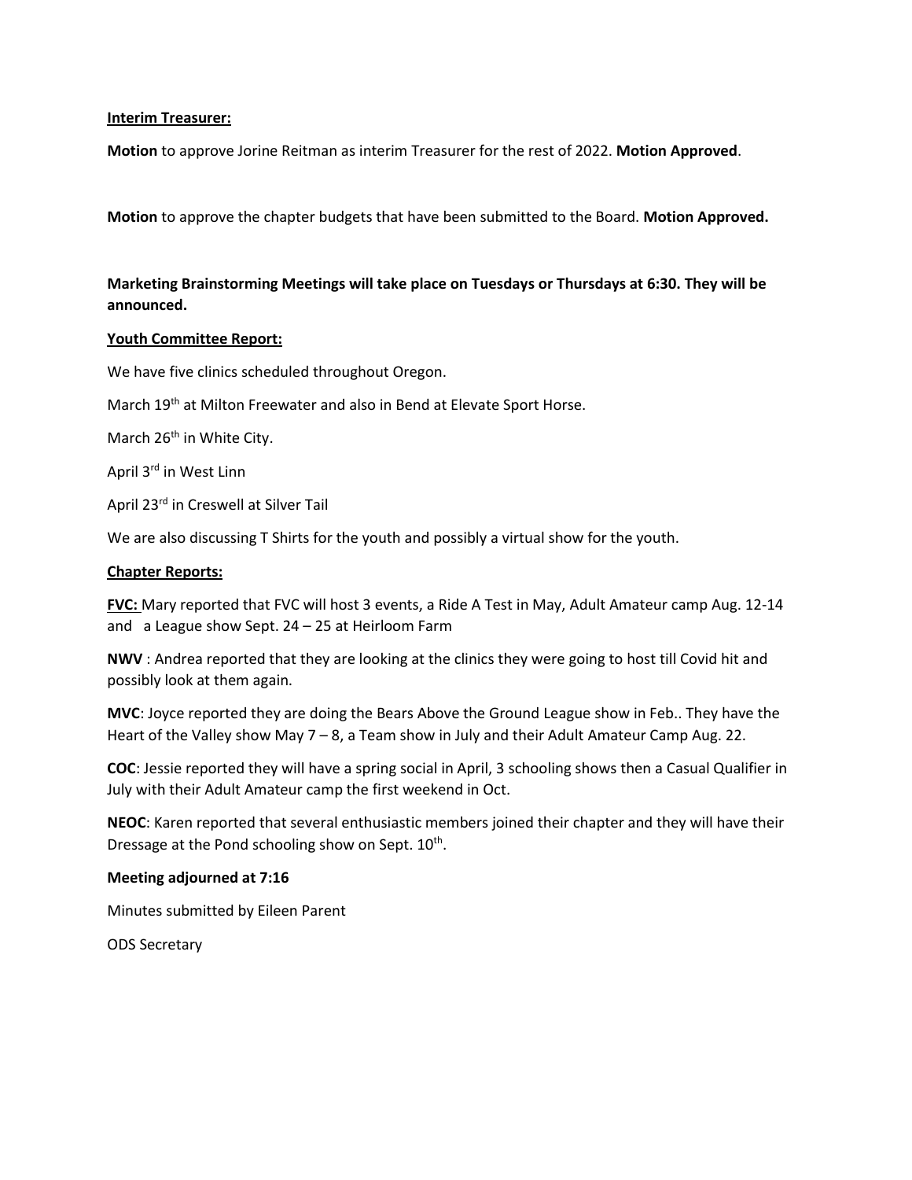**Interim Treasurer:**

**Motion** to approve Jorine Reitman as interim Treasurer for the rest of 2022. **Motion Approved**.

**Motion** to approve the chapter budgets that have been submitted to the Board. **Motion Approved.**

**Marketing Brainstorming Meetings will take place on Tuesdays or Thursdays at 6:30. They will be announced.**

**Youth Committee Report:**

We have five clinics scheduled throughout Oregon.

March 19th at Milton Freewater and also in Bend at Elevate Sport Horse.

March 26th in White City.

April 3rd in West Linn

April 23rd in Creswell at Silver Tail

We are also discussing T Shirts for the youth and possibly a virtual show for the youth.

**Chapter Reports:**

**FVC:** Mary reported that FVC will host 3 events, a Ride A Test in May, Adult Amateur camp Aug. 12-14 and a League show Sept. 24 – 25 at Heirloom Farm

**NWV** : Andrea reported that they are looking at the clinics they were going to host till Covid hit and possibly look at them again.

**MVC**: Joyce reported they are doing the Bears Above the Ground League show in Feb.. They have the Heart of the Valley show May 7 – 8, a Team show in July and their Adult Amateur Camp Aug. 22.

**COC**: Jessie reported they will have a spring social in April, 3 schooling shows then a Casual Qualifier in July with their Adult Amateur camp the first weekend in Oct.

**NEOC**: Karen reported that several enthusiastic members joined their chapter and they will have their Dressage at the Pond schooling show on Sept. 10th.

**Meeting adjourned at 7:16**

Minutes submitted by Eileen Parent

ODS Secretary